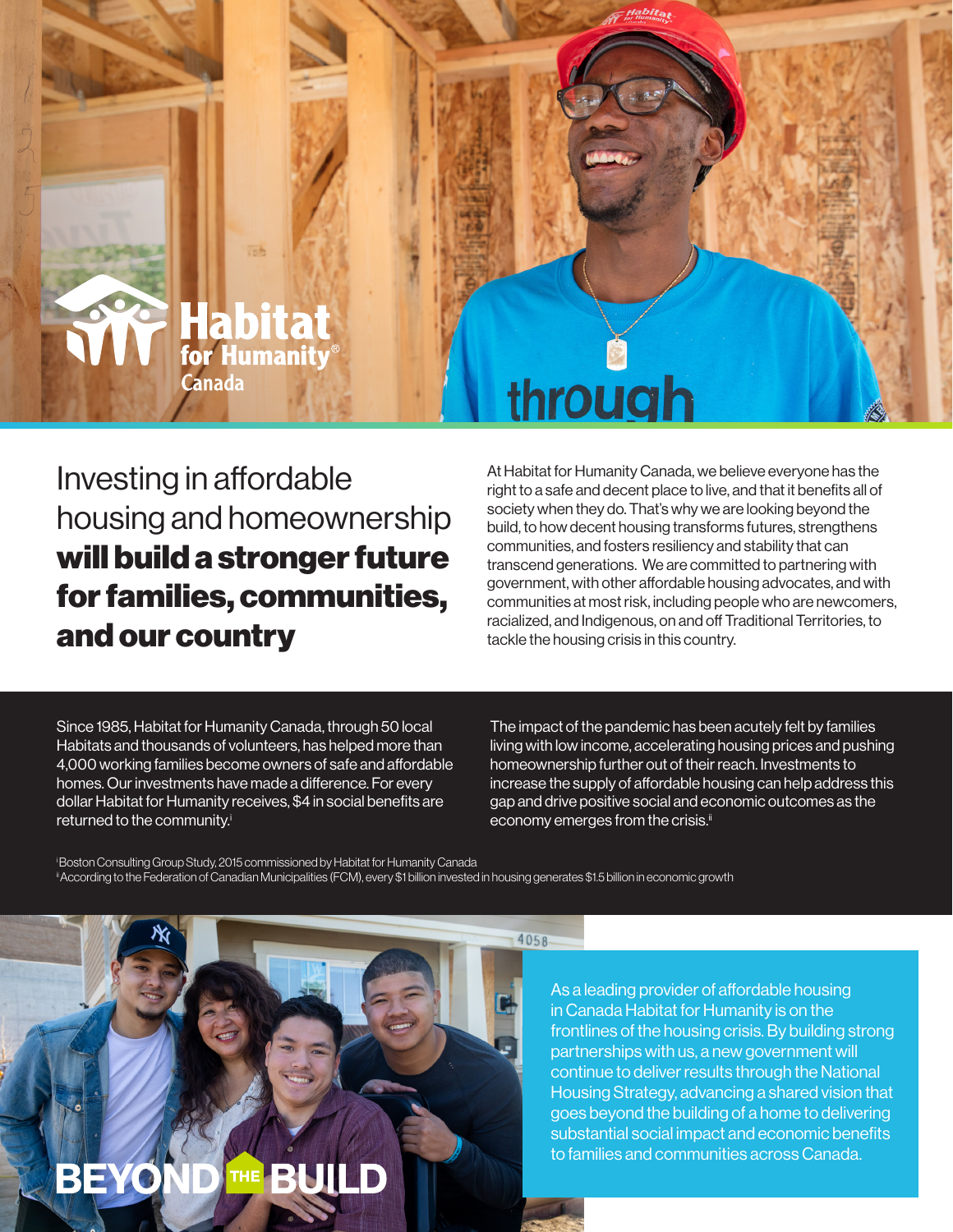Habitat for Humanity® Canada

# Investing in affordable housing and homeownership **will build a stronger future for families, communities, and our country**

At Habitat for Humanity Canada, we believe everyone has the right to a safe and decent place to live, and that it benefits all of society when they do. That's why we are looking beyond the build, to how decent housing transforms futures, strengthens communities, and fosters resiliency and stability that can transcend generations. We are committed to partnering with government, with other affordable housing advocates, and with communities at most risk, including people who are newcomers, racialized, and Indigenous, on and off Traditional Territories, to tackle the housing crisis in this country.

Since 1985, Habitat for Humanity Canada, through 50 local Habitats and thousands of volunteers, has helped more than 4,000 working families become owners of safe and affordable homes. Our investments have made a difference. For every dollar Habitat for Humanity receives, $4 in social benefits are returned to the community.[i]

The impact of the pandemic has been acutely felt by families living with low income, accelerating housing prices and pushing homeownership further out of their reach. Investments to increase the supply of affordable housing can help address this gap and drive positive social and economic outcomes as the economy emerges from the crisis.[ii]

[i] Boston Consulting Group Study, 2015 commissioned by Habitat for Humanity Canada

[ii] According to the Federation of Canadian Municipalities (FCM), every $1 billion invested in housing generates $1.5 billion in economic growth

BEYOND THE BUILD

As a leading provider of affordable housing in Canada Habitat for Humanity is on the frontlines of the housing crisis. By building strong partnerships with us, a new government will continue to deliver results through the National Housing Strategy, advancing a shared vision that goes beyond the building of a home to delivering substantial social impact and economic benefits to families and communities across Canada.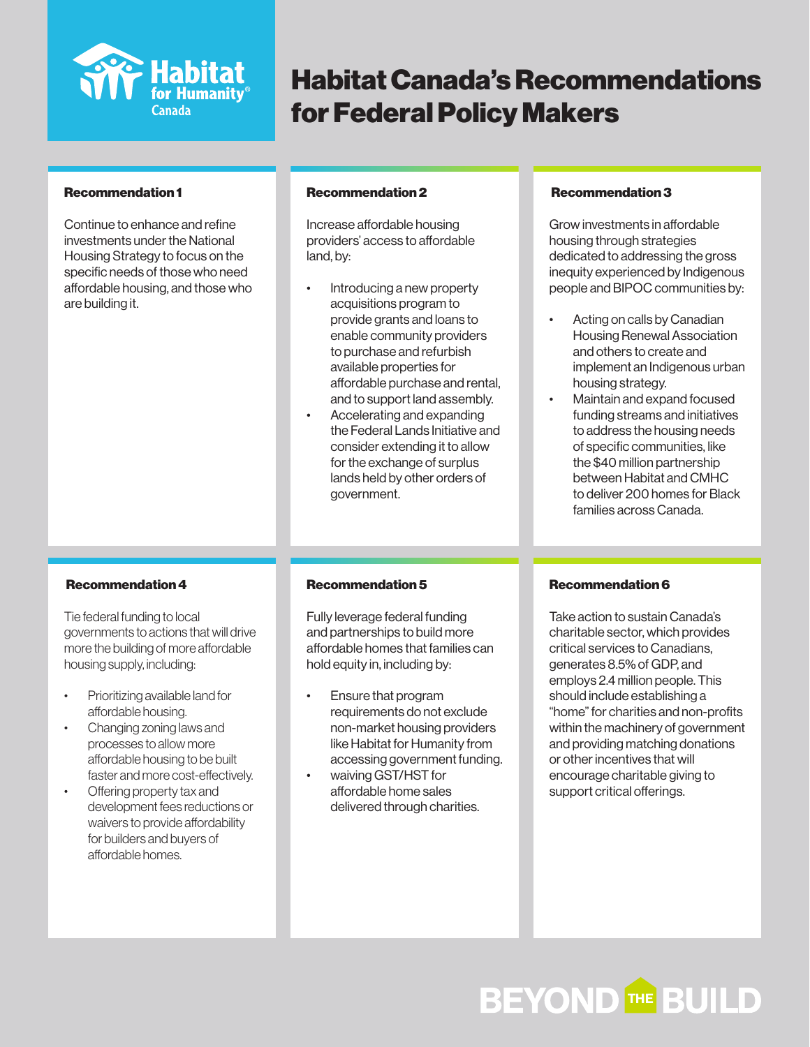# Habitat Canada's Recommendations for Federal Policy Makers

### Recommendation 1

Continue to enhance and refine investments under the National Housing Strategy to focus on the specific needs of those who need affordable housing, and those who are building it.

### Recommendation 2

Increase affordable housing providers' access to affordable land, by:

- Introducing a new property acquisitions program to provide grants and loans to enable community providers to purchase and refurbish available properties for affordable purchase and rental, and to support land assembly.
- Accelerating and expanding the Federal Lands Initiative and consider extending it to allow for the exchange of surplus lands held by other orders of government.

### Recommendation 3

Grow investments in affordable housing through strategies dedicated to addressing the gross inequity experienced by Indigenous people and BIPOC communities by:

- Acting on calls by Canadian Housing Renewal Association and others to create and implement an Indigenous urban housing strategy.
- Maintain and expand focused funding streams and initiatives to address the housing needs of specific communities, like the $40 million partnership between Habitat and CMHC to deliver 200 homes for Black families across Canada.

### Recommendation 4

Tie federal funding to local governments to actions that will drive more the building of more affordable housing supply, including:

- Prioritizing available land for affordable housing.
- Changing zoning laws and processes to allow more affordable housing to be built faster and more cost-effectively.
- Offering property tax and development fees reductions or waivers to provide affordability for builders and buyers of affordable homes.

### Recommendation 5

Fully leverage federal funding and partnerships to build more affordable homes that families can hold equity in, including by:

- Ensure that program requirements do not exclude non-market housing providers like Habitat for Humanity from accessing government funding.
- waiving GST/HST for affordable home sales delivered through charities.

### Recommendation 6

Take action to sustain Canada's charitable sector, which provides critical services to Canadians, generates 8.5% of GDP, and employs 2.4 million people. This should include establishing a "home" for charities and non-profits within the machinery of government and providing matching donations or other incentives that will encourage charitable giving to support critical offerings.

BEYOND THE BUILD